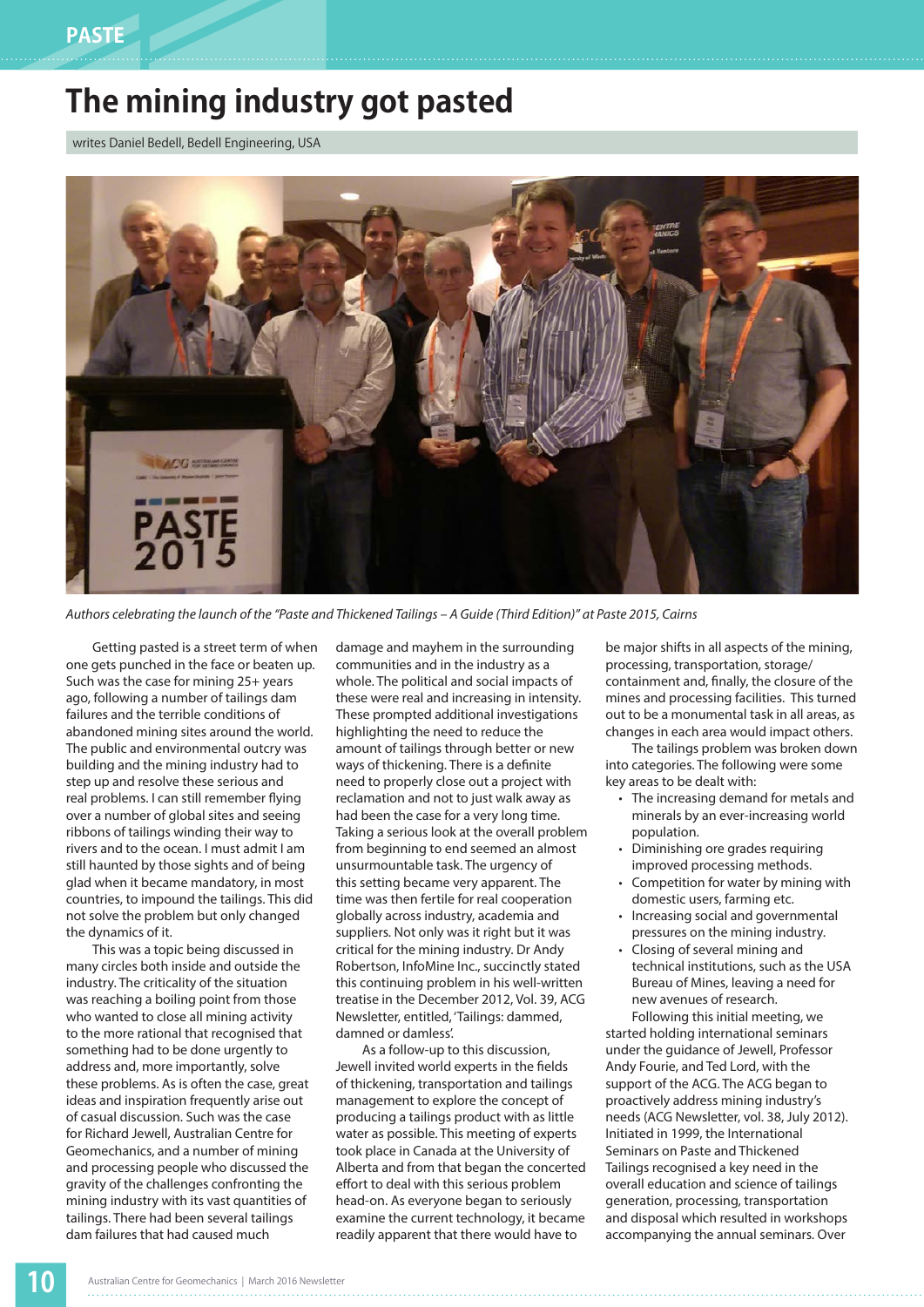# The mining industry got pasted

writes Daniel Bedell, Bedell Engineering, USA

*Authors celebrating the launch of the "Paste and Thickened Tailings – A Guide (Third Edition)" at Paste 2015, Cairns*

Getting pasted is a street term of when one gets punched in the face or beaten up. Such was the case for mining 25+ years ago, following a number of tailings dam failures and the terrible conditions of abandoned mining sites around the world. The public and environmental outcry was building and the mining industry had to step up and resolve these serious and real problems. I can still remember flying over a number of global sites and seeing ribbons of tailings winding their way to rivers and to the ocean. I must admit I am still haunted by those sights and of being glad when it became mandatory, in most countries, to impound the tailings. This did not solve the problem but only changed the dynamics of it.

This was a topic being discussed in many circles both inside and outside the industry. The criticality of the situation was reaching a boiling point from those who wanted to close all mining activity to the more rational that recognised that something had to be done urgently to address and, more importantly, solve these problems. As is often the case, great ideas and inspiration frequently arise out of casual discussion. Such was the case for Richard Jewell, Australian Centre for Geomechanics, and a number of mining and processing people who discussed the gravity of the challenges confronting the mining industry with its vast quantities of tailings. There had been several tailings dam failures that had caused much damage and mayhem in the surrounding communities and in the industry as a whole. The political and social impacts of these were real and increasing in intensity. These prompted additional investigations highlighting the need to reduce the amount of tailings through better or new ways of thickening. There is a definite need to properly close out a project with reclamation and not to just walk away as had been the case for a very long time. Taking a serious look at the overall problem from beginning to end seemed an almost unsurmountable task. The urgency of this setting became very apparent. The time was then fertile for real cooperation globally across industry, academia and suppliers. Not only was it right but it was critical for the mining industry. Dr Andy Robertson, InfoMine Inc., succinctly stated this continuing problem in his well-written treatise in the December 2012, Vol. 39, ACG Newsletter, entitled, 'Tailings: dammed, damned or damless'.

As a follow-up to this discussion, Jewell invited world experts in the fields of thickening, transportation and tailings management to explore the concept of producing a tailings product with as little water as possible. This meeting of experts took place in Canada at the University of Alberta and from that began the concerted effort to deal with this serious problem head-on. As everyone began to seriously examine the current technology, it became readily apparent that there would have to be major shifts in all aspects of the mining, processing, transportation, storage/containment and, finally, the closure of the mines and processing facilities. This turned out to be a monumental task in all areas, as changes in each area would impact others.

The tailings problem was broken down into categories. The following were some key areas to be dealt with:

- The increasing demand for metals and minerals by an ever-increasing world population.
- Diminishing ore grades requiring improved processing methods.
- Competition for water by mining with domestic users, farming etc.
- Increasing social and governmental pressures on the mining industry.
- Closing of several mining and technical institutions, such as the USA Bureau of Mines, leaving a need for new avenues of research.

Following this initial meeting, we started holding international seminars under the guidance of Jewell, Professor Andy Fourie, and Ted Lord, with the support of the ACG. The ACG began to proactively address mining industry's needs (ACG Newsletter, vol. 38, July 2012). Initiated in 1999, the International Seminars on Paste and Thickened Tailings recognised a key need in the overall education and science of tailings generation, processing, transportation and disposal which resulted in workshops accompanying the annual seminars. Over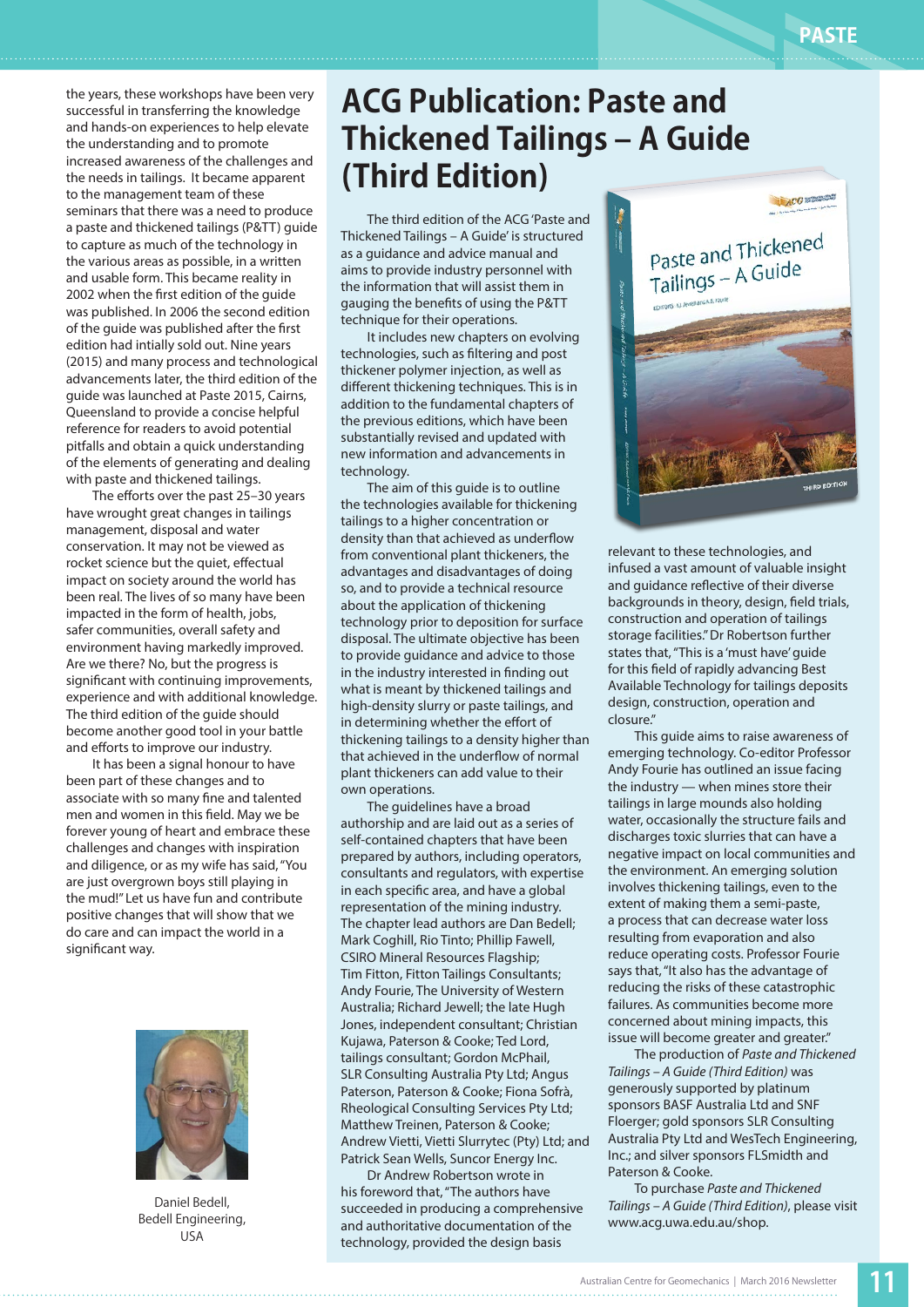the years, these workshops have been very successful in transferring the knowledge and hands-on experiences to help elevate the understanding and to promote increased awareness of the challenges and the needs in tailings. It became apparent to the management team of these seminars that there was a need to produce a paste and thickened tailings (P&TT) guide to capture as much of the technology in the various areas as possible, in a written and usable form. This became reality in 2002 when the first edition of the guide was published. In 2006 the second edition of the guide was published after the first edition had intially sold out. Nine years (2015) and many process and technological advancements later, the third edition of the guide was launched at Paste 2015, Cairns, Queensland to provide a concise helpful reference for readers to avoid potential pitfalls and obtain a quick understanding of the elements of generating and dealing with paste and thickened tailings.

The efforts over the past 25–30 years have wrought great changes in tailings management, disposal and water conservation. It may not be viewed as rocket science but the quiet, effectual impact on society around the world has been real. The lives of so many have been impacted in the form of health, jobs, safer communities, overall safety and environment having markedly improved. Are we there? No, but the progress is significant with continuing improvements, experience and with additional knowledge. The third edition of the guide should become another good tool in your battle and efforts to improve our industry.

It has been a signal honour to have been part of these changes and to associate with so many fine and talented men and women in this field. May we be forever young of heart and embrace these challenges and changes with inspiration and diligence, or as my wife has said, "You are just overgrown boys still playing in the mud!" Let us have fun and contribute positive changes that will show that we do care and can impact the world in a significant way.

Daniel Bedell, Bedell Engineering, USA

# ACG Publication: Paste and Thickened Tailings – A Guide (Third Edition)

The third edition of the ACG 'Paste and Thickened Tailings – A Guide' is structured as a guidance and advice manual and aims to provide industry personnel with the information that will assist them in gauging the benefits of using the P&TT technique for their operations.

It includes new chapters on evolving technologies, such as filtering and post thickener polymer injection, as well as different thickening techniques. This is in addition to the fundamental chapters of the previous editions, which have been substantially revised and updated with new information and advancements in technology.

The aim of this guide is to outline the technologies available for thickening tailings to a higher concentration or density than that achieved as underflow from conventional plant thickeners, the advantages and disadvantages of doing so, and to provide a technical resource about the application of thickening technology prior to deposition for surface disposal. The ultimate objective has been to provide guidance and advice to those in the industry interested in finding out what is meant by thickened tailings and high-density slurry or paste tailings, and in determining whether the effort of thickening tailings to a density higher than that achieved in the underflow of normal plant thickeners can add value to their own operations.

The guidelines have a broad authorship and are laid out as a series of self-contained chapters that have been prepared by authors, including operators, consultants and regulators, with expertise in each specific area, and have a global representation of the mining industry. The chapter lead authors are Dan Bedell; Mark Coghill, Rio Tinto; Phillip Fawell, CSIRO Mineral Resources Flagship; Tim Fitton, Fitton Tailings Consultants; Andy Fourie, The University of Western Australia; Richard Jewell; the late Hugh Jones, independent consultant; Christian Kujawa, Paterson & Cooke; Ted Lord, tailings consultant; Gordon McPhail, SLR Consulting Australia Pty Ltd; Angus Paterson, Paterson & Cooke; Fiona Sofrà, Rheological Consulting Services Pty Ltd; Matthew Treinen, Paterson & Cooke; Andrew Vietti, Vietti Slurrytec (Pty) Ltd; and Patrick Sean Wells, Suncor Energy Inc.

Dr Andrew Robertson wrote in his foreword that, "The authors have succeeded in producing a comprehensive and authoritative documentation of the technology, provided the design basis relevant to these technologies, and infused a vast amount of valuable insight and guidance reflective of their diverse backgrounds in theory, design, field trials, construction and operation of tailings storage facilities." Dr Robertson further states that, "This is a 'must have' guide for this field of rapidly advancing Best Available Technology for tailings deposits design, construction, operation and closure."

This guide aims to raise awareness of emerging technology. Co-editor Professor Andy Fourie has outlined an issue facing the industry — when mines store their tailings in large mounds also holding water, occasionally the structure fails and discharges toxic slurries that can have a negative impact on local communities and the environment. An emerging solution involves thickening tailings, even to the extent of making them a semi-paste, a process that can decrease water loss resulting from evaporation and also reduce operating costs. Professor Fourie says that, "It also has the advantage of reducing the risks of these catastrophic failures. As communities become more concerned about mining impacts, this issue will become greater and greater."

The production of *Paste and Thickened Tailings – A Guide (Third Edition)* was generously supported by platinum sponsors BASF Australia Ltd and SNF Floerger; gold sponsors SLR Consulting Australia Pty Ltd and WesTech Engineering, Inc.; and silver sponsors FLSmidth and Paterson & Cooke.

To purchase *Paste and Thickened Tailings – A Guide (Third Edition)*, please visit www.acg.uwa.edu.au/shop.